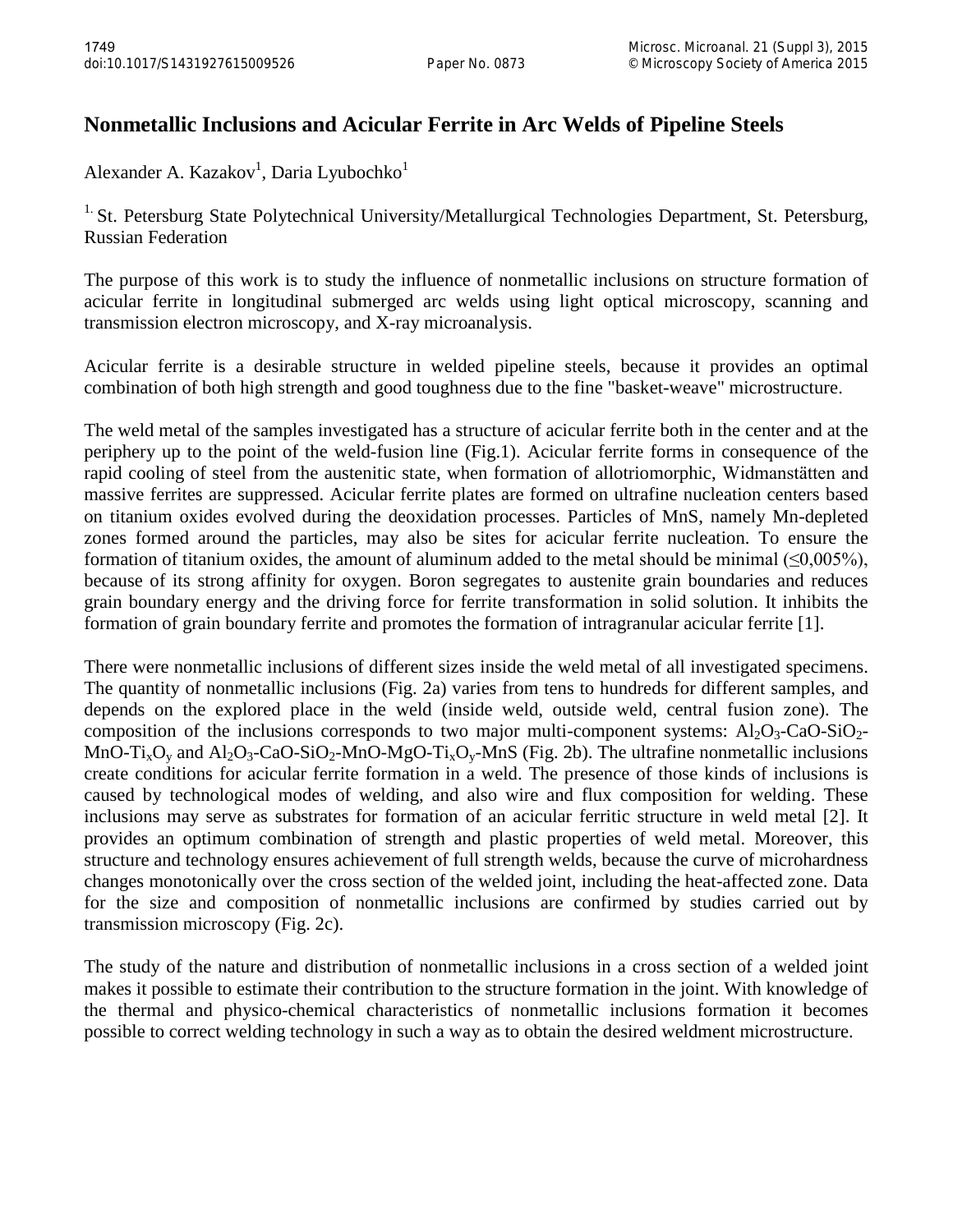# Nonmetallic Inclusions and Acicular Ferrite in Arc Welds of Pipeline Steels

Alexander A. Kazakov[1], Daria Lyubochko[1]

[1.] St. Petersburg State Polytechnical University/Metallurgical Technologies Department, St. Petersburg, Russian Federation

The purpose of this work is to study the influence of nonmetallic inclusions on structure formation of acicular ferrite in longitudinal submerged arc welds using light optical microscopy, scanning and transmission electron microscopy, and X-ray microanalysis.

Acicular ferrite is a desirable structure in welded pipeline steels, because it provides an optimal combination of both high strength and good toughness due to the fine "basket-weave" microstructure.

The weld metal of the samples investigated has a structure of acicular ferrite both in the center and at the periphery up to the point of the weld-fusion line (Fig.1). Acicular ferrite forms in consequence of the rapid cooling of steel from the austenitic state, when formation of allotriomorphic, Widmanstätten and massive ferrites are suppressed. Acicular ferrite plates are formed on ultrafine nucleation centers based on titanium oxides evolved during the deoxidation processes. Particles of MnS, namely Mn-depleted zones formed around the particles, may also be sites for acicular ferrite nucleation. To ensure the formation of titanium oxides, the amount of aluminum added to the metal should be minimal ($\leq$0,005%), because of its strong affinity for oxygen. Boron segregates to austenite grain boundaries and reduces grain boundary energy and the driving force for ferrite transformation in solid solution. It inhibits the formation of grain boundary ferrite and promotes the formation of intragranular acicular ferrite [1].

There were nonmetallic inclusions of different sizes inside the weld metal of all investigated specimens. The quantity of nonmetallic inclusions (Fig. 2a) varies from tens to hundreds for different samples, and depends on the explored place in the weld (inside weld, outside weld, central fusion zone). The composition of the inclusions corresponds to two major multi-component systems: $Al_2O_3$-$CaO$-$SiO_2$-$MnO$-$Ti_xO_y$ and $Al_2O_3$-$CaO$-$SiO_2$-$MnO$-$MgO$-$Ti_xO_y$-$MnS$ (Fig. 2b). The ultrafine nonmetallic inclusions create conditions for acicular ferrite formation in a weld. The presence of those kinds of inclusions is caused by technological modes of welding, and also wire and flux composition for welding. These inclusions may serve as substrates for formation of an acicular ferritic structure in weld metal [2]. It provides an optimum combination of strength and plastic properties of weld metal. Moreover, this structure and technology ensures achievement of full strength welds, because the curve of microhardness changes monotonically over the cross section of the welded joint, including the heat-affected zone. Data for the size and composition of nonmetallic inclusions are confirmed by studies carried out by transmission microscopy (Fig. 2c).

The study of the nature and distribution of nonmetallic inclusions in a cross section of a welded joint makes it possible to estimate their contribution to the structure formation in the joint. With knowledge of the thermal and physico-chemical characteristics of nonmetallic inclusions formation it becomes possible to correct welding technology in such a way as to obtain the desired weldment microstructure.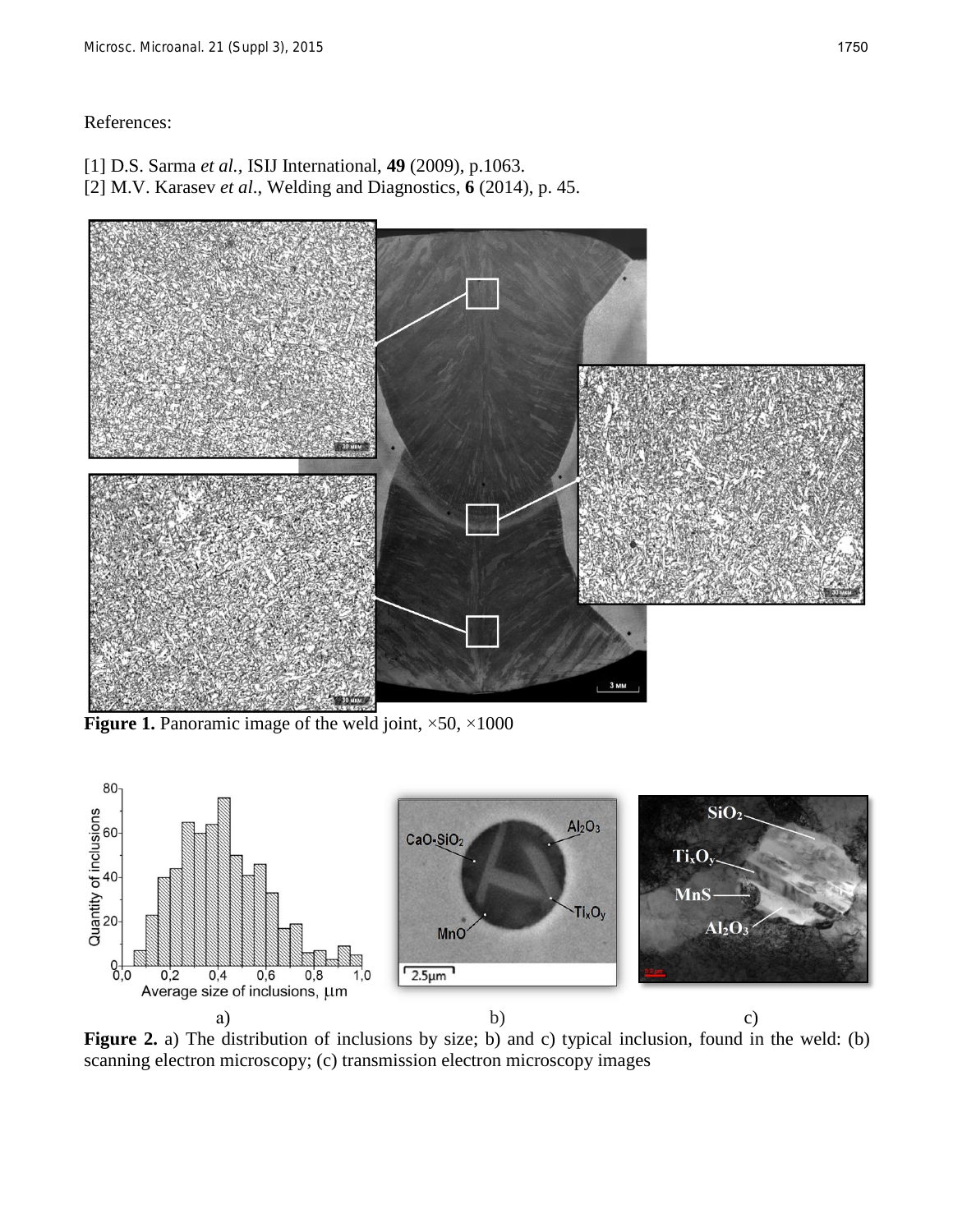References:

[1] D.S. Sarma *et al.*, ISIJ International, **49** (2009), p.1063.
[2] M.V. Karasev *et al*., Welding and Diagnostics, **6** (2014), p. 45.

**Figure 1.** Panoramic image of the weld joint, ×50, ×1000

80
60
40
20
0
Quantity of inclusions
0,0 0,2 0,4 0,6 0,8 1,0
Average size of inclusions, μm

$CaO \cdot SiO_2$
$Al_2O_3$
$Ti_xO_y$
$MnO$
2.5μm

$SiO_2$
$Ti_xO_y$
$MnS$
$Al_2O_3$

a) b) c)

**Figure 2.** a) The distribution of inclusions by size; b) and c) typical inclusion, found in the weld: (b) scanning electron microscopy; (c) transmission electron microscopy images